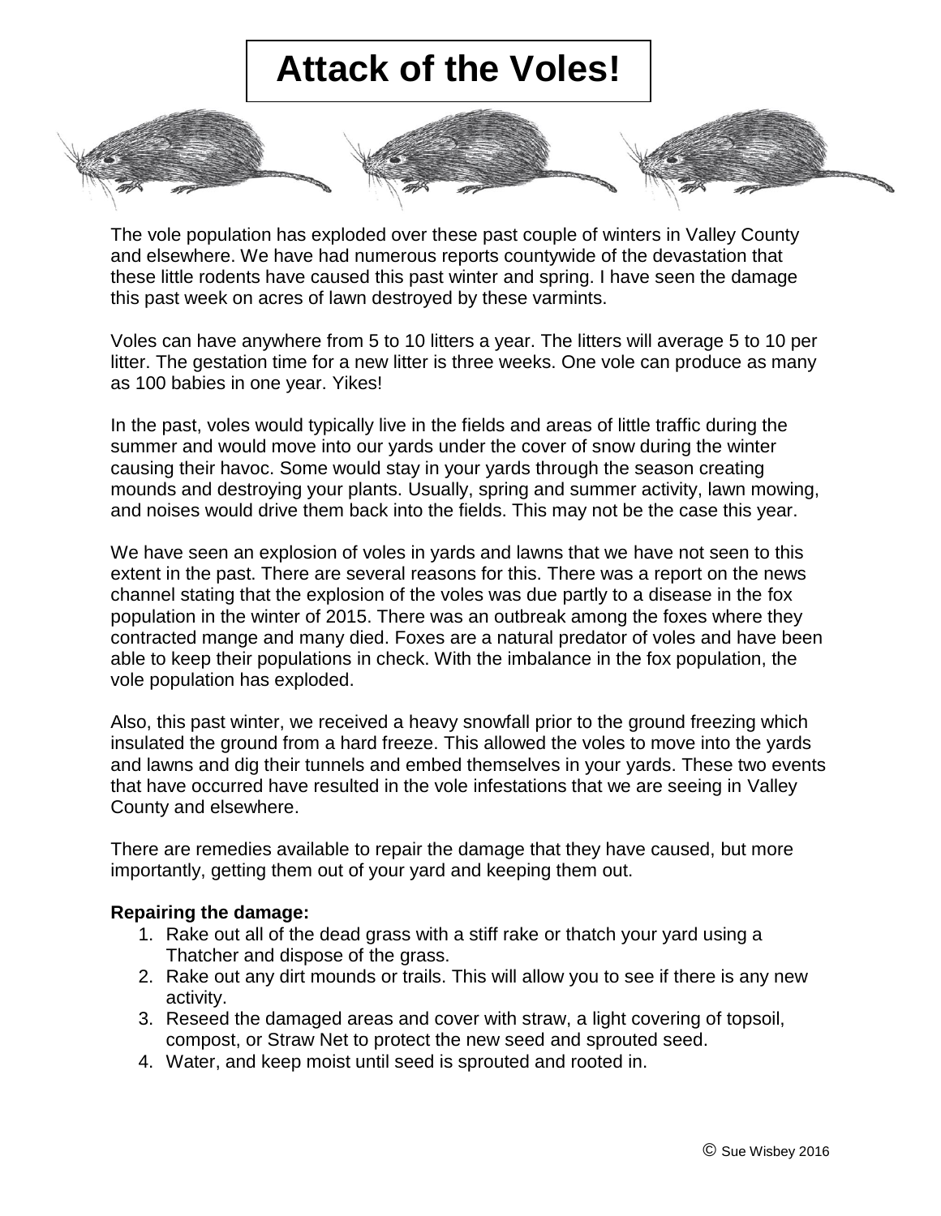# Attack of the Voles!

The vole population has exploded over these past couple of winters in Valley County and elsewhere. We have had numerous reports countywide of the devastation that these little rodents have caused this past winter and spring. I have seen the damage this past week on acres of lawn destroyed by these varmints.

Voles can have anywhere from 5 to 10 litters a year. The litters will average 5 to 10 per litter. The gestation time for a new litter is three weeks. One vole can produce as many as 100 babies in one year. Yikes!

In the past, voles would typically live in the fields and areas of little traffic during the summer and would move into our yards under the cover of snow during the winter causing their havoc. Some would stay in your yards through the season creating mounds and destroying your plants. Usually, spring and summer activity, lawn mowing, and noises would drive them back into the fields. This may not be the case this year.

We have seen an explosion of voles in yards and lawns that we have not seen to this extent in the past. There are several reasons for this. There was a report on the news channel stating that the explosion of the voles was due partly to a disease in the fox population in the winter of 2015. There was an outbreak among the foxes where they contracted mange and many died. Foxes are a natural predator of voles and have been able to keep their populations in check. With the imbalance in the fox population, the vole population has exploded.

Also, this past winter, we received a heavy snowfall prior to the ground freezing which insulated the ground from a hard freeze. This allowed the voles to move into the yards and lawns and dig their tunnels and embed themselves in your yards. These two events that have occurred have resulted in the vole infestations that we are seeing in Valley County and elsewhere.

There are remedies available to repair the damage that they have caused, but more importantly, getting them out of your yard and keeping them out.

**Repairing the damage:**

1. Rake out all of the dead grass with a stiff rake or thatch your yard using a Thatcher and dispose of the grass.
2. Rake out any dirt mounds or trails. This will allow you to see if there is any new activity.
3. Reseed the damaged areas and cover with straw, a light covering of topsoil, compost, or Straw Net to protect the new seed and sprouted seed.
4. Water, and keep moist until seed is sprouted and rooted in.

© Sue Wisbey 2016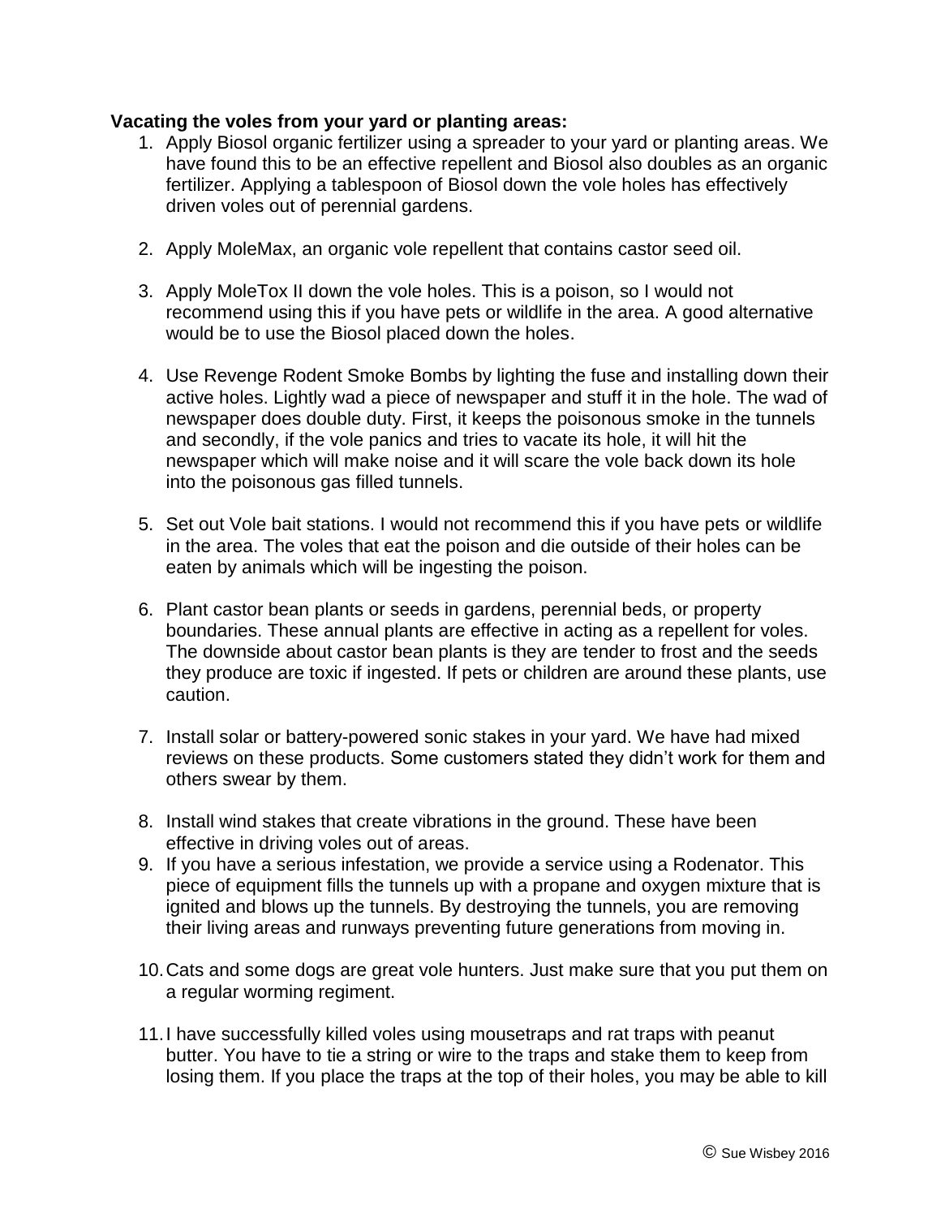**Vacating the voles from your yard or planting areas:**

1. Apply Biosol organic fertilizer using a spreader to your yard or planting areas. We have found this to be an effective repellent and Biosol also doubles as an organic fertilizer. Applying a tablespoon of Biosol down the vole holes has effectively driven voles out of perennial gardens.

2. Apply MoleMax, an organic vole repellent that contains castor seed oil.

3. Apply MoleTox II down the vole holes. This is a poison, so I would not recommend using this if you have pets or wildlife in the area. A good alternative would be to use the Biosol placed down the holes.

4. Use Revenge Rodent Smoke Bombs by lighting the fuse and installing down their active holes. Lightly wad a piece of newspaper and stuff it in the hole. The wad of newspaper does double duty. First, it keeps the poisonous smoke in the tunnels and secondly, if the vole panics and tries to vacate its hole, it will hit the newspaper which will make noise and it will scare the vole back down its hole into the poisonous gas filled tunnels.

5. Set out Vole bait stations. I would not recommend this if you have pets or wildlife in the area. The voles that eat the poison and die outside of their holes can be eaten by animals which will be ingesting the poison.

6. Plant castor bean plants or seeds in gardens, perennial beds, or property boundaries. These annual plants are effective in acting as a repellent for voles. The downside about castor bean plants is they are tender to frost and the seeds they produce are toxic if ingested. If pets or children are around these plants, use caution.

7. Install solar or battery-powered sonic stakes in your yard. We have had mixed reviews on these products. Some customers stated they didn't work for them and others swear by them.

8. Install wind stakes that create vibrations in the ground. These have been effective in driving voles out of areas.
9. If you have a serious infestation, we provide a service using a Rodenator. This piece of equipment fills the tunnels up with a propane and oxygen mixture that is ignited and blows up the tunnels. By destroying the tunnels, you are removing their living areas and runways preventing future generations from moving in.

10. Cats and some dogs are great vole hunters. Just make sure that you put them on a regular worming regiment.

11. I have successfully killed voles using mousetraps and rat traps with peanut butter. You have to tie a string or wire to the traps and stake them to keep from losing them. If you place the traps at the top of their holes, you may be able to kill

© Sue Wisbey 2016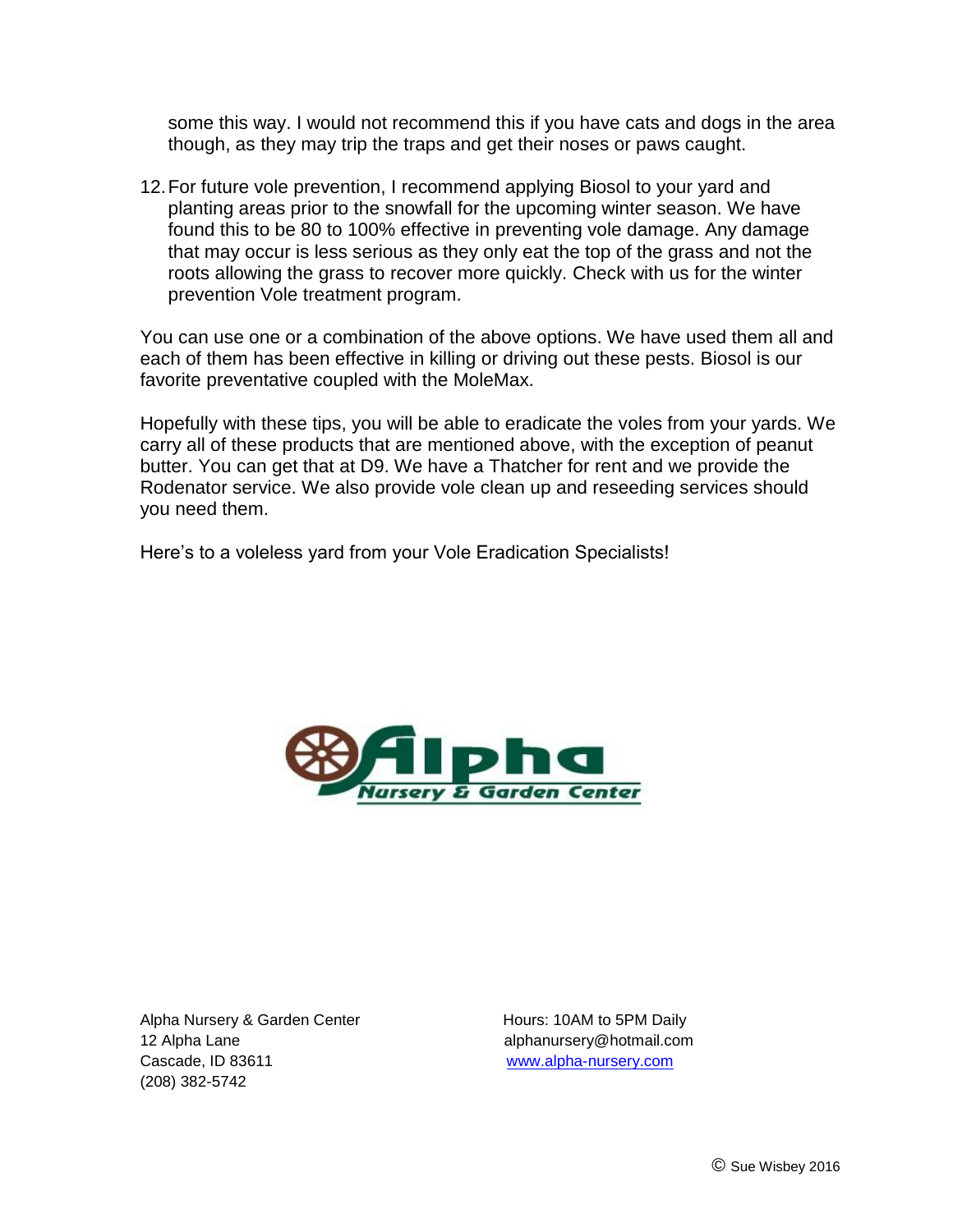some this way. I would not recommend this if you have cats and dogs in the area though, as they may trip the traps and get their noses or paws caught.

12. For future vole prevention, I recommend applying Biosol to your yard and planting areas prior to the snowfall for the upcoming winter season. We have found this to be 80 to 100% effective in preventing vole damage. Any damage that may occur is less serious as they only eat the top of the grass and not the roots allowing the grass to recover more quickly. Check with us for the winter prevention Vole treatment program.

You can use one or a combination of the above options. We have used them all and each of them has been effective in killing or driving out these pests. Biosol is our favorite preventative coupled with the MoleMax.

Hopefully with these tips, you will be able to eradicate the voles from your yards. We carry all of these products that are mentioned above, with the exception of peanut butter. You can get that at D9. We have a Thatcher for rent and we provide the Rodenator service. We also provide vole clean up and reseeding services should you need them.

Here's to a voleless yard from your Vole Eradication Specialists!

Alpha
Nursery & Garden Center

Alpha Nursery & Garden Center
12 Alpha Lane
Cascade, ID 83611
(208) 382-5742

Hours: 10AM to 5PM Daily
alphanursery@hotmail.com
www.alpha-nursery.com

© Sue Wisbey 2016